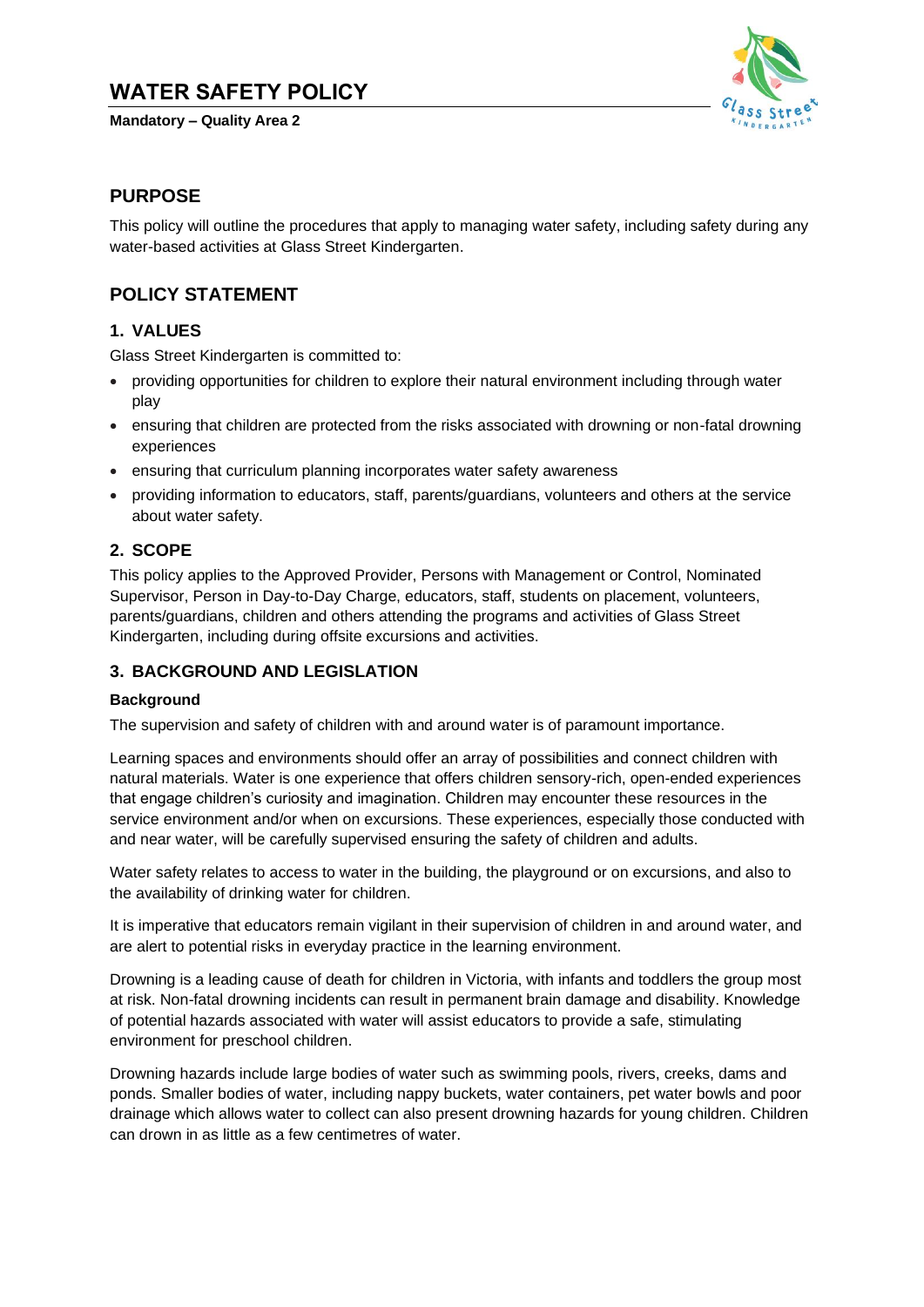# WATER SAFETY POLICY

**Mandatory – Quality Area 2**

## PURPOSE

This policy will outline the procedures that apply to managing water safety, including safety during any water-based activities at Glass Street Kindergarten.

## POLICY STATEMENT

### 1. VALUES

Glass Street Kindergarten is committed to:

- providing opportunities for children to explore their natural environment including through water play
- ensuring that children are protected from the risks associated with drowning or non-fatal drowning experiences
- ensuring that curriculum planning incorporates water safety awareness
- providing information to educators, staff, parents/guardians, volunteers and others at the service about water safety.

### 2. SCOPE

This policy applies to the Approved Provider, Persons with Management or Control, Nominated Supervisor, Person in Day-to-Day Charge, educators, staff, students on placement, volunteers, parents/guardians, children and others attending the programs and activities of Glass Street Kindergarten, including during offsite excursions and activities.

### 3. BACKGROUND AND LEGISLATION

**Background**

The supervision and safety of children with and around water is of paramount importance.

Learning spaces and environments should offer an array of possibilities and connect children with natural materials. Water is one experience that offers children sensory-rich, open-ended experiences that engage children's curiosity and imagination. Children may encounter these resources in the service environment and/or when on excursions. These experiences, especially those conducted with and near water, will be carefully supervised ensuring the safety of children and adults.

Water safety relates to access to water in the building, the playground or on excursions, and also to the availability of drinking water for children.

It is imperative that educators remain vigilant in their supervision of children in and around water, and are alert to potential risks in everyday practice in the learning environment.

Drowning is a leading cause of death for children in Victoria, with infants and toddlers the group most at risk. Non-fatal drowning incidents can result in permanent brain damage and disability. Knowledge of potential hazards associated with water will assist educators to provide a safe, stimulating environment for preschool children.

Drowning hazards include large bodies of water such as swimming pools, rivers, creeks, dams and ponds. Smaller bodies of water, including nappy buckets, water containers, pet water bowls and poor drainage which allows water to collect can also present drowning hazards for young children. Children can drown in as little as a few centimetres of water.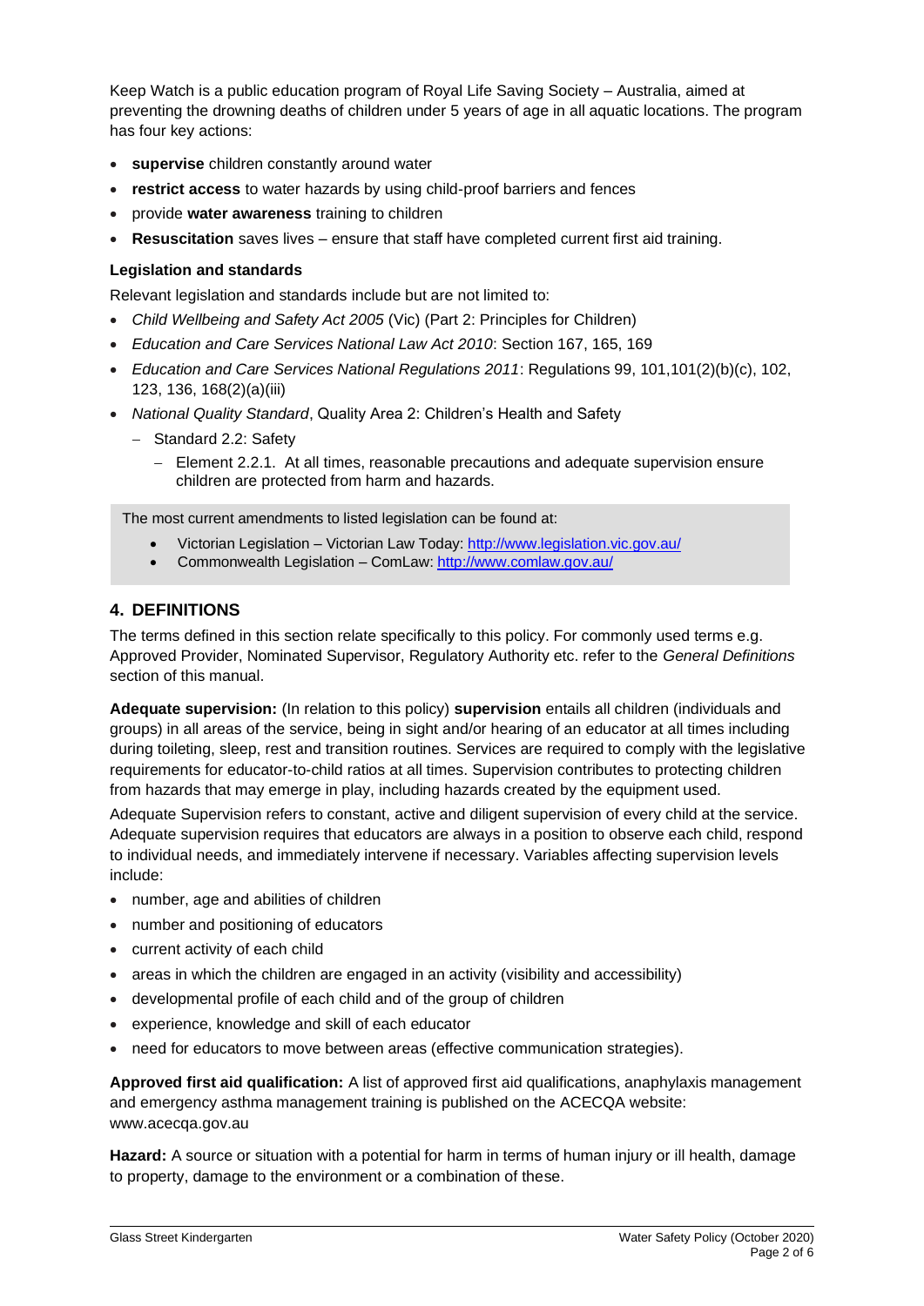Keep Watch is a public education program of Royal Life Saving Society – Australia, aimed at preventing the drowning deaths of children under 5 years of age in all aquatic locations. The program has four key actions:

- **supervise** children constantly around water
- **restrict access** to water hazards by using child-proof barriers and fences
- provide **water awareness** training to children
- **Resuscitation** saves lives – ensure that staff have completed current first aid training.

**Legislation and standards**

Relevant legislation and standards include but are not limited to:

- *Child Wellbeing and Safety Act 2005* (Vic) (Part 2: Principles for Children)
- *Education and Care Services National Law Act 2010*: Section 167, 165, 169
- *Education and Care Services National Regulations 2011*: Regulations 99, 101,101(2)(b)(c), 102, 123, 136, 168(2)(a)(iii)
- *National Quality Standard*, Quality Area 2: Children's Health and Safety
  - Standard 2.2: Safety
    - Element 2.2.1. At all times, reasonable precautions and adequate supervision ensure children are protected from harm and hazards.

> The most current amendments to listed legislation can be found at:
>
> - Victorian Legislation – Victorian Law Today: http://www.legislation.vic.gov.au/
> - Commonwealth Legislation – ComLaw: http://www.comlaw.gov.au/

## 4. DEFINITIONS

The terms defined in this section relate specifically to this policy. For commonly used terms e.g. Approved Provider, Nominated Supervisor, Regulatory Authority etc. refer to the *General Definitions* section of this manual.

**Adequate supervision:** (In relation to this policy) **supervision** entails all children (individuals and groups) in all areas of the service, being in sight and/or hearing of an educator at all times including during toileting, sleep, rest and transition routines. Services are required to comply with the legislative requirements for educator-to-child ratios at all times. Supervision contributes to protecting children from hazards that may emerge in play, including hazards created by the equipment used.

Adequate Supervision refers to constant, active and diligent supervision of every child at the service. Adequate supervision requires that educators are always in a position to observe each child, respond to individual needs, and immediately intervene if necessary. Variables affecting supervision levels include:

- number, age and abilities of children
- number and positioning of educators
- current activity of each child
- areas in which the children are engaged in an activity (visibility and accessibility)
- developmental profile of each child and of the group of children
- experience, knowledge and skill of each educator
- need for educators to move between areas (effective communication strategies).

**Approved first aid qualification:** A list of approved first aid qualifications, anaphylaxis management and emergency asthma management training is published on the ACECQA website: www.acecqa.gov.au

**Hazard:** A source or situation with a potential for harm in terms of human injury or ill health, damage to property, damage to the environment or a combination of these.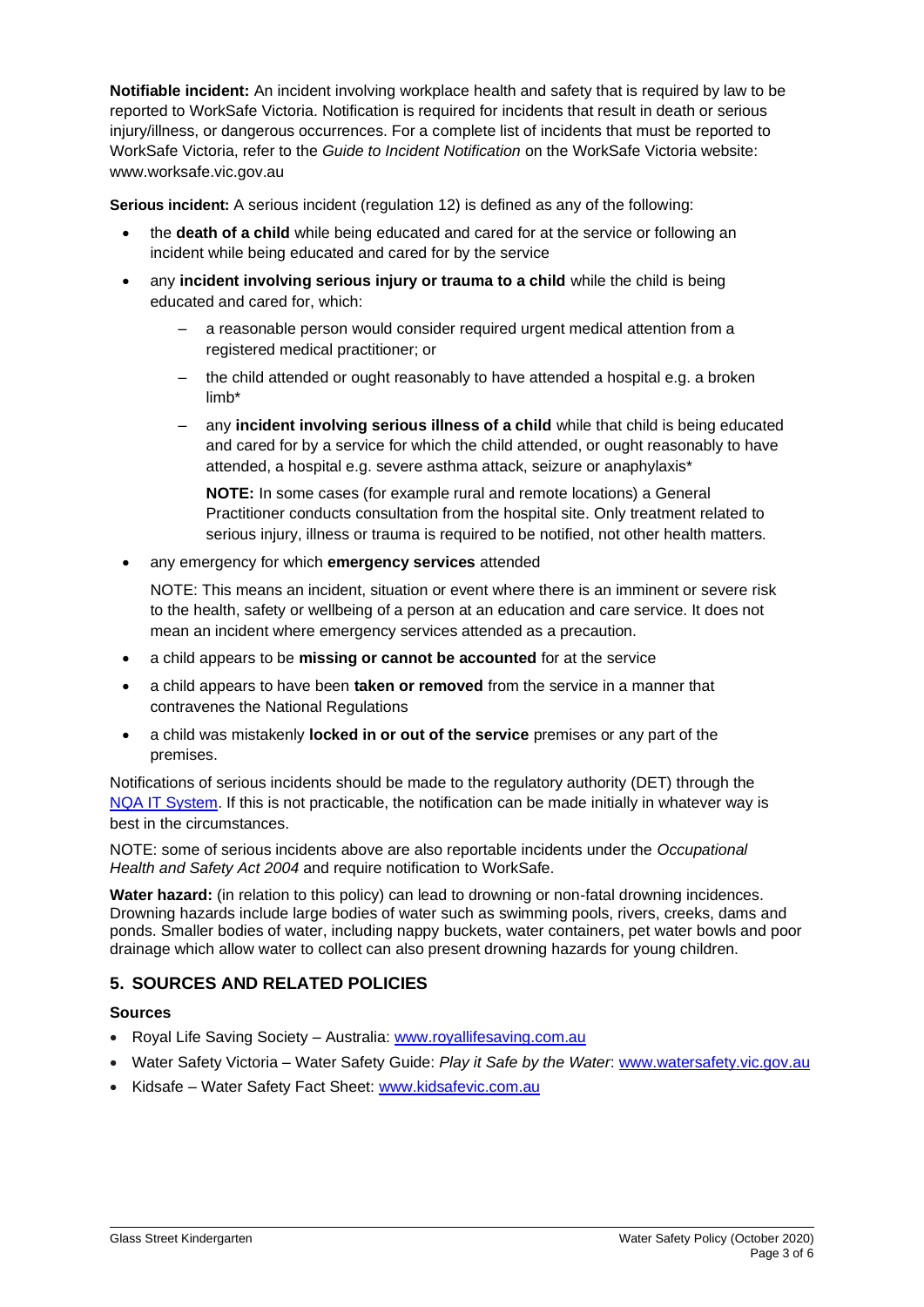**Notifiable incident:** An incident involving workplace health and safety that is required by law to be reported to WorkSafe Victoria. Notification is required for incidents that result in death or serious injury/illness, or dangerous occurrences. For a complete list of incidents that must be reported to WorkSafe Victoria, refer to the *Guide to Incident Notification* on the WorkSafe Victoria website: www.worksafe.vic.gov.au

**Serious incident:** A serious incident (regulation 12) is defined as any of the following:

- the **death of a child** while being educated and cared for at the service or following an incident while being educated and cared for by the service
- any **incident involving serious injury or trauma to a child** while the child is being educated and cared for, which:
  - a reasonable person would consider required urgent medical attention from a registered medical practitioner; or
  - the child attended or ought reasonably to have attended a hospital e.g. a broken limb*
  - any **incident involving serious illness of a child** while that child is being educated and cared for by a service for which the child attended, or ought reasonably to have attended, a hospital e.g. severe asthma attack, seizure or anaphylaxis*

    **NOTE:** In some cases (for example rural and remote locations) a General Practitioner conducts consultation from the hospital site. Only treatment related to serious injury, illness or trauma is required to be notified, not other health matters.
- any emergency for which **emergency services** attended

  NOTE: This means an incident, situation or event where there is an imminent or severe risk to the health, safety or wellbeing of a person at an education and care service. It does not mean an incident where emergency services attended as a precaution.
- a child appears to be **missing or cannot be accounted** for at the service
- a child appears to have been **taken or removed** from the service in a manner that contravenes the National Regulations
- a child was mistakenly **locked in or out of the service** premises or any part of the premises.

Notifications of serious incidents should be made to the regulatory authority (DET) through the NQA IT System. If this is not practicable, the notification can be made initially in whatever way is best in the circumstances.

NOTE: some of serious incidents above are also reportable incidents under the *Occupational Health and Safety Act 2004* and require notification to WorkSafe.

**Water hazard:** (in relation to this policy) can lead to drowning or non-fatal drowning incidences. Drowning hazards include large bodies of water such as swimming pools, rivers, creeks, dams and ponds. Smaller bodies of water, including nappy buckets, water containers, pet water bowls and poor drainage which allow water to collect can also present drowning hazards for young children.

## 5. SOURCES AND RELATED POLICIES

### Sources

- Royal Life Saving Society – Australia: www.royallifesaving.com.au
- Water Safety Victoria – Water Safety Guide: *Play it Safe by the Water*: www.watersafety.vic.gov.au
- Kidsafe – Water Safety Fact Sheet: www.kidsafevic.com.au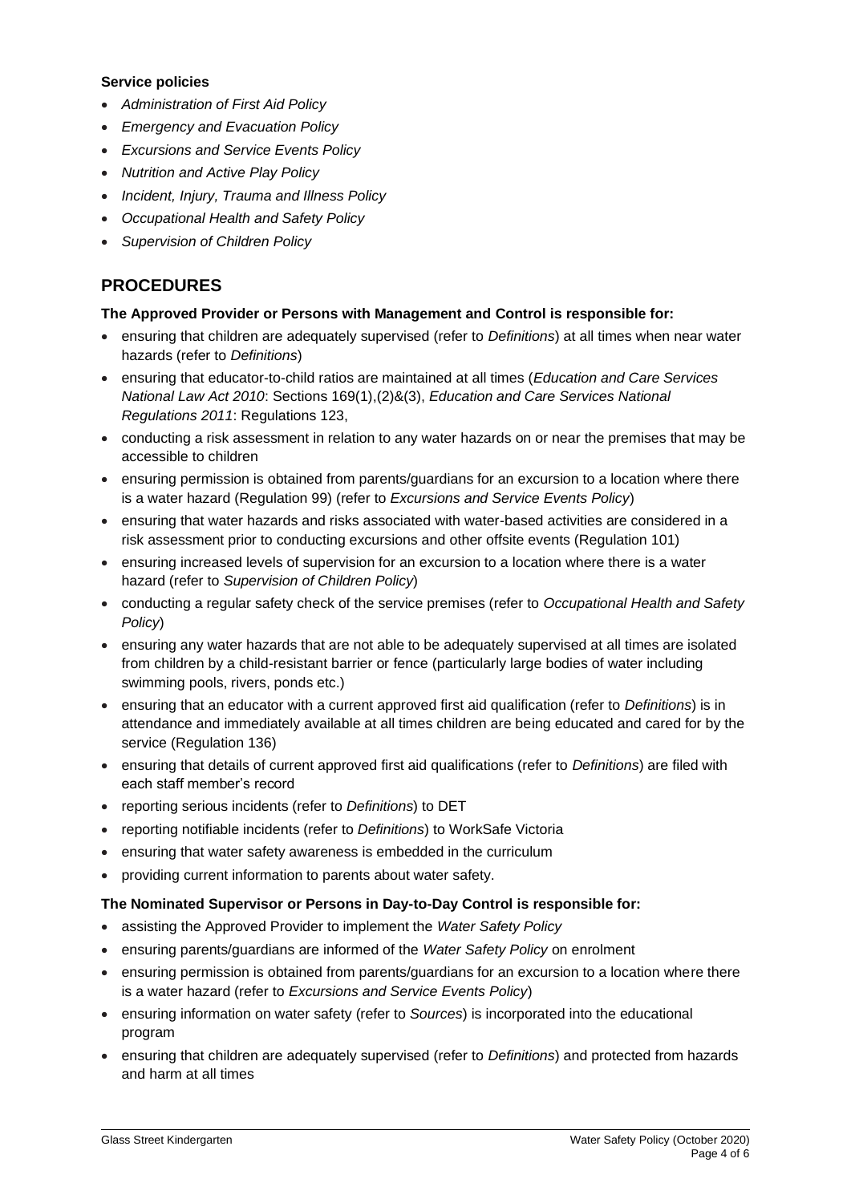**Service policies**

- *Administration of First Aid Policy*
- *Emergency and Evacuation Policy*
- *Excursions and Service Events Policy*
- *Nutrition and Active Play Policy*
- *Incident, Injury, Trauma and Illness Policy*
- *Occupational Health and Safety Policy*
- *Supervision of Children Policy*

## PROCEDURES

**The Approved Provider or Persons with Management and Control is responsible for:**

- ensuring that children are adequately supervised (refer to *Definitions*) at all times when near water hazards (refer to *Definitions*)
- ensuring that educator-to-child ratios are maintained at all times (*Education and Care Services National Law Act 2010*: Sections 169(1),(2)&(3), *Education and Care Services National Regulations 2011*: Regulations 123,
- conducting a risk assessment in relation to any water hazards on or near the premises that may be accessible to children
- ensuring permission is obtained from parents/guardians for an excursion to a location where there is a water hazard (Regulation 99) (refer to *Excursions and Service Events Policy*)
- ensuring that water hazards and risks associated with water-based activities are considered in a risk assessment prior to conducting excursions and other offsite events (Regulation 101)
- ensuring increased levels of supervision for an excursion to a location where there is a water hazard (refer to *Supervision of Children Policy*)
- conducting a regular safety check of the service premises (refer to *Occupational Health and Safety Policy*)
- ensuring any water hazards that are not able to be adequately supervised at all times are isolated from children by a child-resistant barrier or fence (particularly large bodies of water including swimming pools, rivers, ponds etc.)
- ensuring that an educator with a current approved first aid qualification (refer to *Definitions*) is in attendance and immediately available at all times children are being educated and cared for by the service (Regulation 136)
- ensuring that details of current approved first aid qualifications (refer to *Definitions*) are filed with each staff member's record
- reporting serious incidents (refer to *Definitions*) to DET
- reporting notifiable incidents (refer to *Definitions*) to WorkSafe Victoria
- ensuring that water safety awareness is embedded in the curriculum
- providing current information to parents about water safety.

**The Nominated Supervisor or Persons in Day-to-Day Control is responsible for:**

- assisting the Approved Provider to implement the *Water Safety Policy*
- ensuring parents/guardians are informed of the *Water Safety Policy* on enrolment
- ensuring permission is obtained from parents/guardians for an excursion to a location where there is a water hazard (refer to *Excursions and Service Events Policy*)
- ensuring information on water safety (refer to *Sources*) is incorporated into the educational program
- ensuring that children are adequately supervised (refer to *Definitions*) and protected from hazards and harm at all times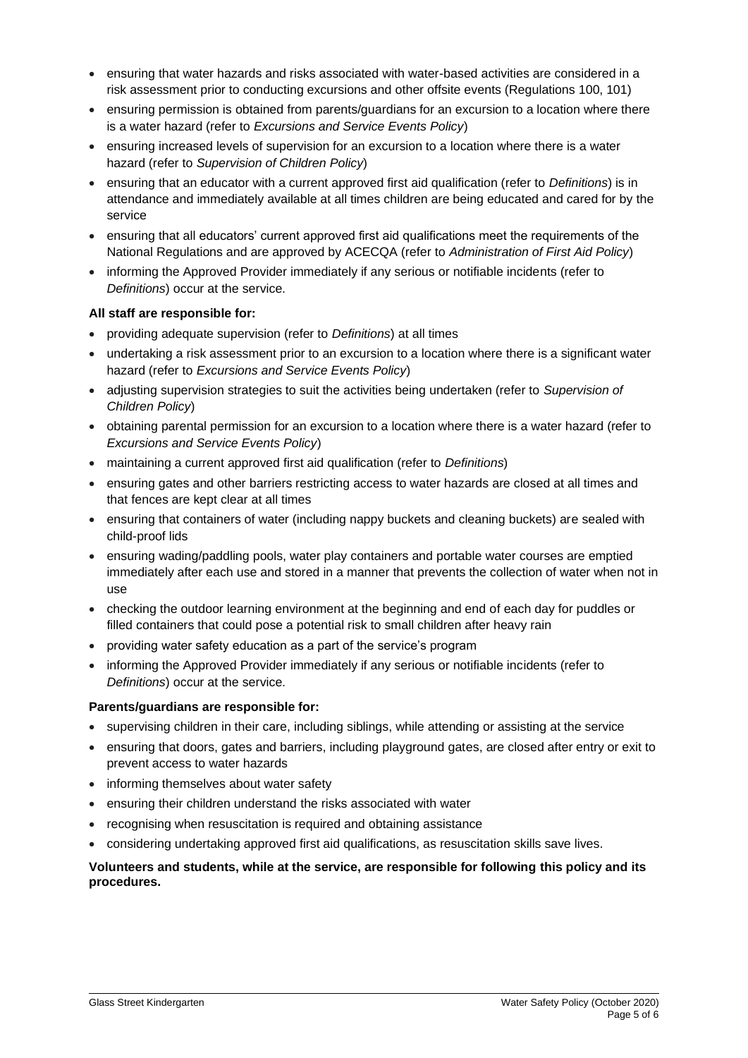- ensuring that water hazards and risks associated with water-based activities are considered in a risk assessment prior to conducting excursions and other offsite events (Regulations 100, 101)
- ensuring permission is obtained from parents/guardians for an excursion to a location where there is a water hazard (refer to *Excursions and Service Events Policy*)
- ensuring increased levels of supervision for an excursion to a location where there is a water hazard (refer to *Supervision of Children Policy*)
- ensuring that an educator with a current approved first aid qualification (refer to *Definitions*) is in attendance and immediately available at all times children are being educated and cared for by the service
- ensuring that all educators' current approved first aid qualifications meet the requirements of the National Regulations and are approved by ACECQA (refer to *Administration of First Aid Policy*)
- informing the Approved Provider immediately if any serious or notifiable incidents (refer to *Definitions*) occur at the service.

**All staff are responsible for:**

- providing adequate supervision (refer to *Definitions*) at all times
- undertaking a risk assessment prior to an excursion to a location where there is a significant water hazard (refer to *Excursions and Service Events Policy*)
- adjusting supervision strategies to suit the activities being undertaken (refer to *Supervision of Children Policy*)
- obtaining parental permission for an excursion to a location where there is a water hazard (refer to *Excursions and Service Events Policy*)
- maintaining a current approved first aid qualification (refer to *Definitions*)
- ensuring gates and other barriers restricting access to water hazards are closed at all times and that fences are kept clear at all times
- ensuring that containers of water (including nappy buckets and cleaning buckets) are sealed with child-proof lids
- ensuring wading/paddling pools, water play containers and portable water courses are emptied immediately after each use and stored in a manner that prevents the collection of water when not in use
- checking the outdoor learning environment at the beginning and end of each day for puddles or filled containers that could pose a potential risk to small children after heavy rain
- providing water safety education as a part of the service's program
- informing the Approved Provider immediately if any serious or notifiable incidents (refer to *Definitions*) occur at the service.

**Parents/guardians are responsible for:**

- supervising children in their care, including siblings, while attending or assisting at the service
- ensuring that doors, gates and barriers, including playground gates, are closed after entry or exit to prevent access to water hazards
- informing themselves about water safety
- ensuring their children understand the risks associated with water
- recognising when resuscitation is required and obtaining assistance
- considering undertaking approved first aid qualifications, as resuscitation skills save lives.

**Volunteers and students, while at the service, are responsible for following this policy and its procedures.**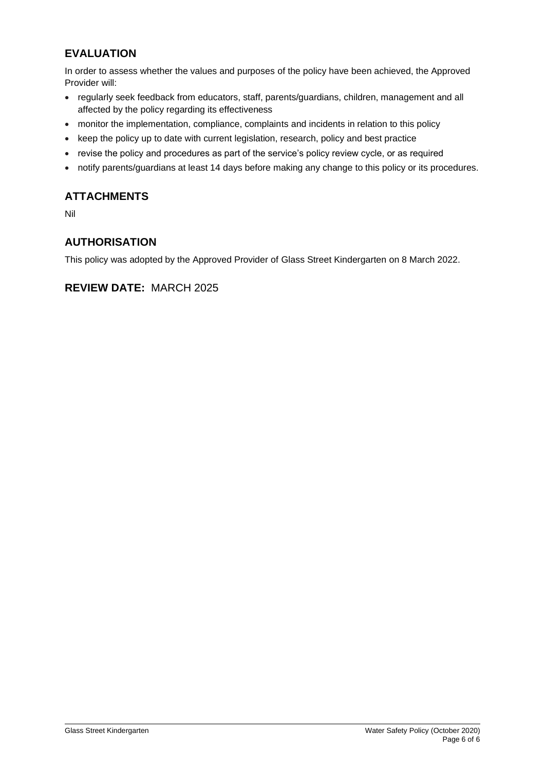## EVALUATION

In order to assess whether the values and purposes of the policy have been achieved, the Approved Provider will:

- regularly seek feedback from educators, staff, parents/guardians, children, management and all affected by the policy regarding its effectiveness
- monitor the implementation, compliance, complaints and incidents in relation to this policy
- keep the policy up to date with current legislation, research, policy and best practice
- revise the policy and procedures as part of the service's policy review cycle, or as required
- notify parents/guardians at least 14 days before making any change to this policy or its procedures.

## ATTACHMENTS

Nil

## AUTHORISATION

This policy was adopted by the Approved Provider of Glass Street Kindergarten on 8 March 2022.

## REVIEW DATE: MARCH 2025